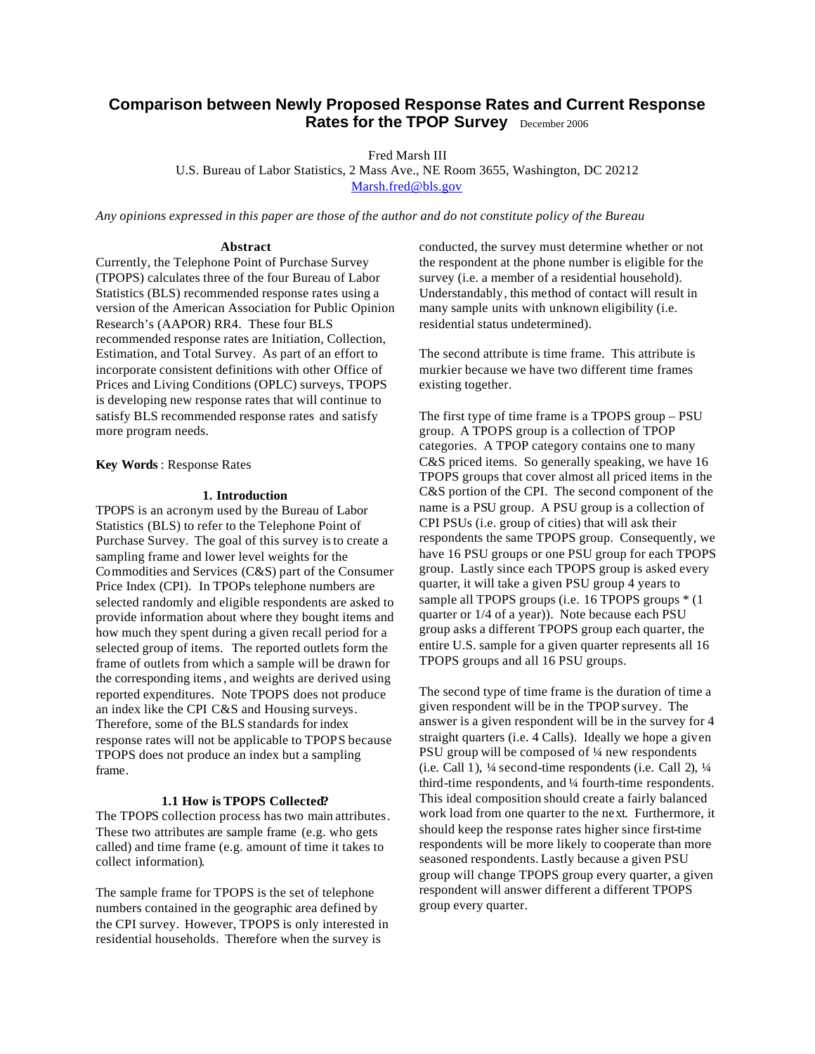# Comparison between Newly Proposed Response Rates and Current Response Rates for the TPOP Survey

December 2006

Fred Marsh III
U.S. Bureau of Labor Statistics, 2 Mass Ave., NE Room 3655, Washington, DC 20212
Marsh.fred@bls.gov

*Any opinions expressed in this paper are those of the author and do not constitute policy of the Bureau*

### Abstract

Currently, the Telephone Point of Purchase Survey (TPOPS) calculates three of the four Bureau of Labor Statistics (BLS) recommended response rates using a version of the American Association for Public Opinion Research's (AAPOR) RR4. These four BLS recommended response rates are Initiation, Collection, Estimation, and Total Survey. As part of an effort to incorporate consistent definitions with other Office of Prices and Living Conditions (OPLC) surveys, TPOPS is developing new response rates that will continue to satisfy BLS recommended response rates and satisfy more program needs.

**Key Words**: Response Rates

## 1. Introduction

TPOPS is an acronym used by the Bureau of Labor Statistics (BLS) to refer to the Telephone Point of Purchase Survey. The goal of this survey is to create a sampling frame and lower level weights for the Commodities and Services (C&S) part of the Consumer Price Index (CPI). In TPOPs telephone numbers are selected randomly and eligible respondents are asked to provide information about where they bought items and how much they spent during a given recall period for a selected group of items. The reported outlets form the frame of outlets from which a sample will be drawn for the corresponding items, and weights are derived using reported expenditures. Note TPOPS does not produce an index like the CPI C&S and Housing surveys. Therefore, some of the BLS standards for index response rates will not be applicable to TPOPS because TPOPS does not produce an index but a sampling frame.

### 1.1 How is TPOPS Collected?

The TPOPS collection process has two main attributes. These two attributes are sample frame (e.g. who gets called) and time frame (e.g. amount of time it takes to collect information).

The sample frame for TPOPS is the set of telephone numbers contained in the geographic area defined by the CPI survey. However, TPOPS is only interested in residential households. Therefore when the survey is conducted, the survey must determine whether or not the respondent at the phone number is eligible for the survey (i.e. a member of a residential household). Understandably, this method of contact will result in many sample units with unknown eligibility (i.e. residential status undetermined).

The second attribute is time frame. This attribute is murkier because we have two different time frames existing together.

The first type of time frame is a TPOPS group – PSU group. A TPOPS group is a collection of TPOP categories. A TPOP category contains one to many C&S priced items. So generally speaking, we have 16 TPOPS groups that cover almost all priced items in the C&S portion of the CPI. The second component of the name is a PSU group. A PSU group is a collection of CPI PSUs (i.e. group of cities) that will ask their respondents the same TPOPS group. Consequently, we have 16 PSU groups or one PSU group for each TPOPS group. Lastly since each TPOPS group is asked every quarter, it will take a given PSU group 4 years to sample all TPOPS groups (i.e. 16 TPOPS groups * (1 quarter or 1/4 of a year)). Note because each PSU group asks a different TPOPS group each quarter, the entire U.S. sample for a given quarter represents all 16 TPOPS groups and all 16 PSU groups.

The second type of time frame is the duration of time a given respondent will be in the TPOP survey. The answer is a given respondent will be in the survey for 4 straight quarters (i.e. 4 Calls). Ideally we hope a given PSU group will be composed of ¼ new respondents (i.e. Call 1), ¼ second-time respondents (i.e. Call 2), ¼ third-time respondents, and ¼ fourth-time respondents. This ideal composition should create a fairly balanced work load from one quarter to the next. Furthermore, it should keep the response rates higher since first-time respondents will be more likely to cooperate than more seasoned respondents. Lastly because a given PSU group will change TPOPS group every quarter, a given respondent will answer different a different TPOPS group every quarter.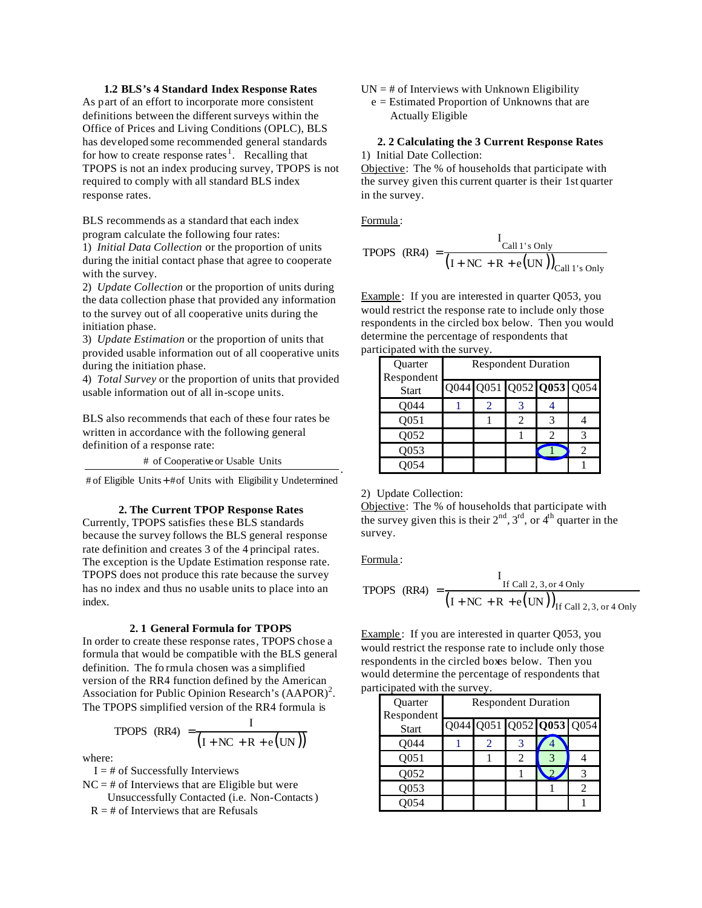### 1.2 BLS's 4 Standard Index Response Rates

As part of an effort to incorporate more consistent definitions between the different surveys within the Office of Prices and Living Conditions (OPLC), BLS has developed some recommended general standards for how to create response rates[1]. Recalling that TPOPS is not an index producing survey, TPOPS is not required to comply with all standard BLS index response rates.

BLS recommends as a standard that each index program calculate the following four rates:

1) *Initial Data Collection* or the proportion of units during the initial contact phase that agree to cooperate with the survey.
2) *Update Collection* or the proportion of units during the data collection phase that provided any information to the survey out of all cooperative units during the initiation phase.
3) *Update Estimation* or the proportion of units that provided usable information out of all cooperative units during the initiation phase.
4) *Total Survey* or the proportion of units that provided usable information out of all in-scope units.

BLS also recommends that each of these four rates be written in accordance with the following general definition of a response rate:

$$\frac{\text{\# of Cooperative or Usable Units}}{\text{\# of Eligible Units} + \text{\# of Units with Eligibility Undetermined}}.$$

### 2. The Current TPOP Response Rates

Currently, TPOPS satisfies these BLS standards because the survey follows the BLS general response rate definition and creates 3 of the 4 principal rates. The exception is the Update Estimation response rate. TPOPS does not produce this rate because the survey has no index and thus no usable units to place into an index.

### 2. 1 General Formula for TPOPS

In order to create these response rates, TPOPS chose a formula that would be compatible with the BLS general definition. The formula chosen was a simplified version of the RR4 function defined by the American Association for Public Opinion Research's (AAPOR)[2]. The TPOPS simplified version of the RR4 formula is

$$\text{TPOPS (RR4)} = \frac{I}{\left(I + NC + R + e(UN)\right)}$$

where:

$I$ = # of Successfully Interviews
$NC$ = # of Interviews that are Eligible but were Unsuccessfully Contacted (i.e. Non-Contacts)
$R$ = # of Interviews that are Refusals
$UN$ = # of Interviews with Unknown Eligibility
$e$ = Estimated Proportion of Unknowns that are Actually Eligible

### 2. 2 Calculating the 3 Current Response Rates

1) Initial Date Collection:

Objective: The % of households that participate with the survey given this current quarter is their 1st quarter in the survey.

Formula:

$$\text{TPOPS (RR4)} = \frac{I_{\text{Call 1's Only}}}{\left(I + NC + R + e(UN)\right)_{\text{Call 1's Only}}}$$

Example: If you are interested in quarter Q053, you would restrict the response rate to include only those respondents in the circled box below. Then you would determine the percentage of respondents that participated with the survey.

| Quarter Respondent Start | Respondent Duration | | | | |
|---|---|---|---|---|---|
| | Q044 | Q051 | Q052 | **Q053** | Q054 |
| Q044 | 1 | 2 | 3 | 4 | |
| Q051 | | 1 | 2 | 3 | 4 |
| Q052 | | | 1 | 2 | 3 |
| Q053 | | | | 1 | 2 |
| Q054 | | | | | 1 |

2) Update Collection:

Objective: The % of households that participate with the survey given this is their 2nd, 3rd, or 4th quarter in the survey.

Formula:

$$\text{TPOPS (RR4)} = \frac{I_{\text{If Call 2, 3, or 4 Only}}}{\left(I + NC + R + e(UN)\right)_{\text{If Call 2, 3, or 4 Only}}}$$

Example: If you are interested in quarter Q053, you would restrict the response rate to include only those respondents in the circled boxes below. Then you would determine the percentage of respondents that participated with the survey.

| Quarter Respondent Start | Respondent Duration | | | | |
|---|---|---|---|---|---|
| | Q044 | Q051 | Q052 | **Q053** | Q054 |
| Q044 | 1 | 2 | 3 | 4 | |
| Q051 | | 1 | 2 | 3 | 4 |
| Q052 | | | 1 | 2 | 3 |
| Q053 | | | | 1 | 2 |
| Q054 | | | | | 1 |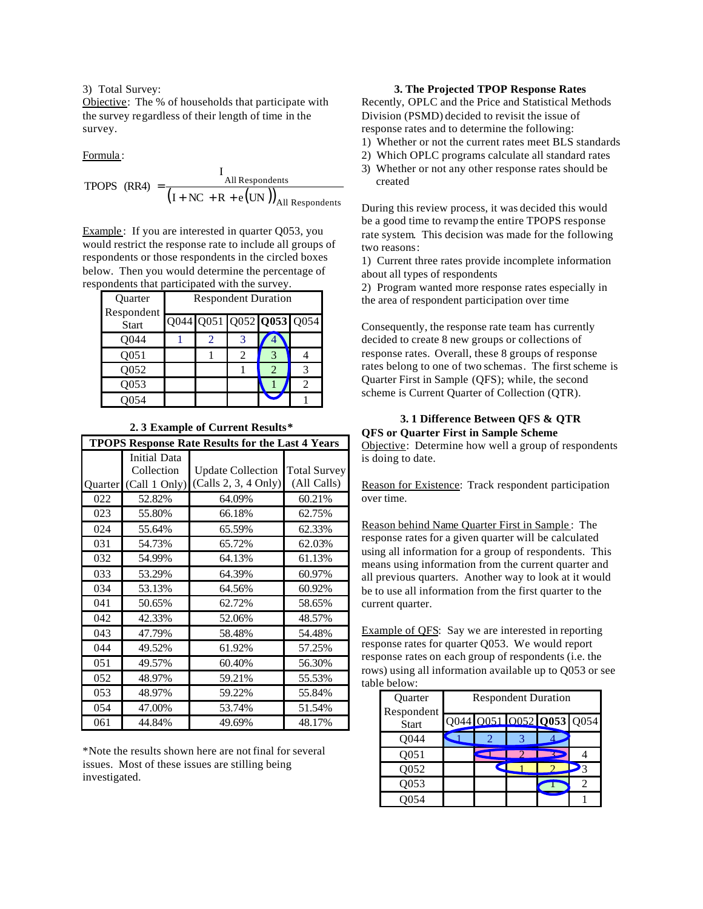3) Total Survey:

Objective: The % of households that participate with the survey regardless of their length of time in the survey.

Formula:

$$\text{TPOPS (RR4)} = \frac{I_{\text{All Respondents}}}{\left(I + NC + R + e(UN)\right)_{\text{All Respondents}}}$$

Example: If you are interested in quarter Q053, you would restrict the response rate to include all groups of respondents or those respondents in the circled boxes below. Then you would determine the percentage of respondents that participated with the survey.

| Quarter Respondent Start | Respondent Duration | | | | |
|---|---|---|---|---|---|
| | Q044 | Q051 | Q052 | **Q053** | Q054 |
| Q044 | 1 | 2 | 3 | 4 | |
| Q051 | | 1 | 2 | 3 | 4 |
| Q052 | | | 1 | 2 | 3 |
| Q053 | | | | 1 | 2 |
| Q054 | | | | | 1 |

### 2. 3 Example of Current Results*

| TPOPS Response Rate Results for the Last 4 Years | | | |
|---|---|---|---|
| Quarter | Initial Data Collection (Call 1 Only) | Update Collection (Calls 2, 3, 4 Only) | Total Survey (All Calls) |
| 022 | 52.82% | 64.09% | 60.21% |
| 023 | 55.80% | 66.18% | 62.75% |
| 024 | 55.64% | 65.59% | 62.33% |
| 031 | 54.73% | 65.72% | 62.03% |
| 032 | 54.99% | 64.13% | 61.13% |
| 033 | 53.29% | 64.39% | 60.97% |
| 034 | 53.13% | 64.56% | 60.92% |
| 041 | 50.65% | 62.72% | 58.65% |
| 042 | 42.33% | 52.06% | 48.57% |
| 043 | 47.79% | 58.48% | 54.48% |
| 044 | 49.52% | 61.92% | 57.25% |
| 051 | 49.57% | 60.40% | 56.30% |
| 052 | 48.97% | 59.21% | 55.53% |
| 053 | 48.97% | 59.22% | 55.84% |
| 054 | 47.00% | 53.74% | 51.54% |
| 061 | 44.84% | 49.69% | 48.17% |

*Note the results shown here are not final for several issues. Most of these issues are stilling being investigated.

## 3. The Projected TPOP Response Rates

Recently, OPLC and the Price and Statistical Methods Division (PSMD) decided to revisit the issue of response rates and to determine the following:

1) Whether or not the current rates meet BLS standards
2) Which OPLC programs calculate all standard rates
3) Whether or not any other response rates should be created

During this review process, it was decided this would be a good time to revamp the entire TPOPS response rate system. This decision was made for the following two reasons:

1) Current three rates provide incomplete information about all types of respondents
2) Program wanted more response rates especially in the area of respondent participation over time

Consequently, the response rate team has currently decided to create 8 new groups or collections of response rates. Overall, these 8 groups of response rates belong to one of two schemas. The first scheme is Quarter First in Sample (QFS); while, the second scheme is Current Quarter of Collection (QTR).

### 3. 1 Difference Between QFS & QTR

**QFS or Quarter First in Sample Scheme**

Objective: Determine how well a group of respondents is doing to date.

Reason for Existence: Track respondent participation over time.

Reason behind Name Quarter First in Sample: The response rates for a given quarter will be calculated using all information for a group of respondents. This means using information from the current quarter and all previous quarters. Another way to look at it would be to use all information from the first quarter to the current quarter.

Example of QFS: Say we are interested in reporting response rates for quarter Q053. We would report response rates on each group of respondents (i.e. the rows) using all information available up to Q053 or see table below:

| Quarter Respondent Start | Respondent Duration | | | | |
|---|---|---|---|---|---|
| | Q044 | Q051 | Q052 | **Q053** | Q054 |
| Q044 | 1 | 2 | 3 | 4 | |
| Q051 | | 1 | 2 | 3 | 4 |
| Q052 | | | 1 | 2 | 3 |
| Q053 | | | | 1 | 2 |
| Q054 | | | | | 1 |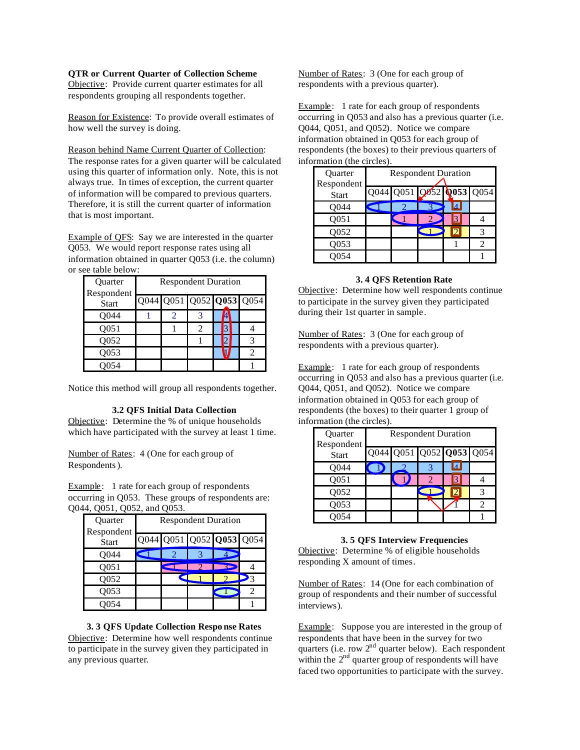**QTR or Current Quarter of Collection Scheme**

Objective: Provide current quarter estimates for all respondents grouping all respondents together.

Reason for Existence: To provide overall estimates of how well the survey is doing.

Reason behind Name Current Quarter of Collection: The response rates for a given quarter will be calculated using this quarter of information only. Note, this is not always true. In times of exception, the current quarter of information will be compared to previous quarters. Therefore, it is still the current quarter of information that is most important.

Example of QFS: Say we are interested in the quarter Q053. We would report response rates using all information obtained in quarter Q053 (i.e. the column) or see table below:

| Quarter Respondent Start | Respondent Duration | | | | |
|---|---|---|---|---|---|
| | Q044 | Q051 | Q052 | **Q053** | Q054 |
| Q044 | 1 | 2 | 3 | 4 | |
| Q051 | | 1 | 2 | 3 | 4 |
| Q052 | | | 1 | 2 | 3 |
| Q053 | | | | 1 | 2 |
| Q054 | | | | | 1 |

Notice this method will group all respondents together.

### 3.2 QFS Initial Data Collection

Objective: Determine the % of unique households which have participated with the survey at least 1 time.

Number of Rates: 4 (One for each group of Respondents).

Example: 1 rate for each group of respondents occurring in Q053. These groups of respondents are: Q044, Q051, Q052, and Q053.

| Quarter Respondent Start | Respondent Duration | | | | |
|---|---|---|---|---|---|
| | Q044 | Q051 | Q052 | **Q053** | Q054 |
| Q044 | 1 | 2 | 3 | 4 | |
| Q051 | | 1 | 2 | 3 | 4 |
| Q052 | | | 1 | 2 | 3 |
| Q053 | | | | 1 | 2 |
| Q054 | | | | | 1 |

### 3.3 QFS Update Collection Response Rates

Objective: Determine how well respondents continue to participate in the survey given they participated in any previous quarter.

Number of Rates: 3 (One for each group of respondents with a previous quarter).

Example: 1 rate for each group of respondents occurring in Q053 and also has a previous quarter (i.e. Q044, Q051, and Q052). Notice we compare information obtained in Q053 for each group of respondents (the boxes) to their previous quarters of information (the circles).

| Quarter Respondent Start | Respondent Duration | | | | |
|---|---|---|---|---|---|
| | Q044 | Q051 | Q052 | **Q053** | Q054 |
| Q044 | 1 | 2 | 3 | 4 | |
| Q051 | | 1 | 2 | 3 | 4 |
| Q052 | | | 1 | 2 | 3 |
| Q053 | | | | 1 | 2 |
| Q054 | | | | | 1 |

### 3.4 QFS Retention Rate

Objective: Determine how well respondents continue to participate in the survey given they participated during their 1st quarter in sample.

Number of Rates: 3 (One for each group of respondents with a previous quarter).

Example: 1 rate for each group of respondents occurring in Q053 and also has a previous quarter (i.e. Q044, Q051, and Q052). Notice we compare information obtained in Q053 for each group of respondents (the boxes) to their quarter 1 group of information (the circles).

| Quarter Respondent Start | Respondent Duration | | | | |
|---|---|---|---|---|---|
| | Q044 | Q051 | Q052 | **Q053** | Q054 |
| Q044 | 1 | 2 | 3 | 4 | |
| Q051 | | 1 | 2 | 3 | 4 |
| Q052 | | | 1 | 2 | 3 |
| Q053 | | | | 1 | 2 |
| Q054 | | | | | 1 |

### 3.5 QFS Interview Frequencies

Objective: Determine % of eligible households responding X amount of times.

Number of Rates: 14 (One for each combination of group of respondents and their number of successful interviews).

Example: Suppose you are interested in the group of respondents that have been in the survey for two quarters (i.e. row $2^{nd}$ quarter below). Each respondent within the $2^{nd}$ quarter group of respondents will have faced two opportunities to participate with the survey.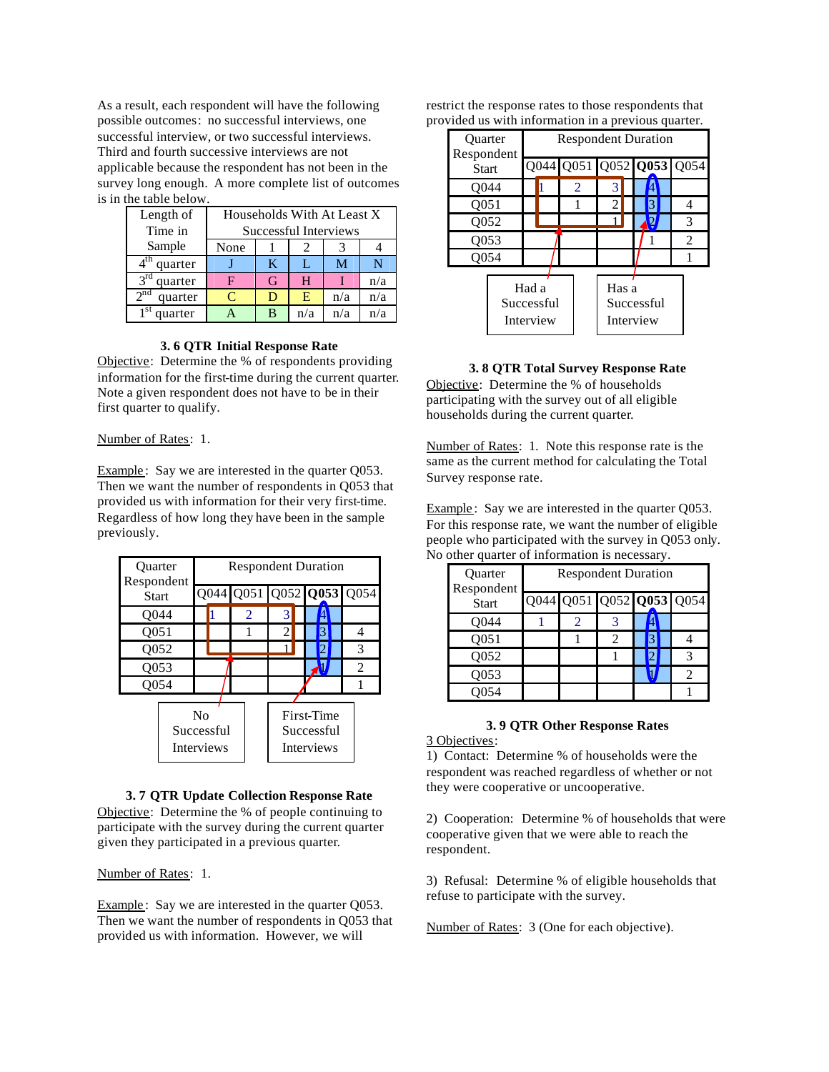As a result, each respondent will have the following possible outcomes: no successful interviews, one successful interview, or two successful interviews. Third and fourth successive interviews are not applicable because the respondent has not been in the survey long enough. A more complete list of outcomes is in the table below.

| Length of Time in Sample | Households With At Least X Successful Interviews | | | | |
|---|---|---|---|---|---|
| | None | 1 | 2 | 3 | 4 |
| 4th quarter | J | K | L | M | N |
| 3rd quarter | F | G | H | I | n/a |
| 2nd quarter | C | D | E | n/a | n/a |
| 1st quarter | A | B | n/a | n/a | n/a |

### 3. 6 QTR Initial Response Rate

Objective: Determine the % of respondents providing information for the first-time during the current quarter. Note a given respondent does not have to be in their first quarter to qualify.

Number of Rates: 1.

Example: Say we are interested in the quarter Q053. Then we want the number of respondents in Q053 that provided us with information for their very first-time. Regardless of how long they have been in the sample previously.

| Quarter Respondent Start | Respondent Duration | | | | |
|---|---|---|---|---|---|
| | Q044 | Q051 | Q052 | **Q053** | Q054 |
| Q044 | 1 | 2 | 3 | 4 | |
| Q051 | | 1 | 2 | 3 | 4 |
| Q052 | | | 1 | 2 | 3 |
| Q053 | | | | 1 | 2 |
| Q054 | | | | | 1 |

No Successful Interviews

First-Time Successful Interviews

### 3. 7 QTR Update Collection Response Rate

Objective: Determine the % of people continuing to participate with the survey during the current quarter given they participated in a previous quarter.

Number of Rates: 1.

Example: Say we are interested in the quarter Q053. Then we want the number of respondents in Q053 that provided us with information. However, we will restrict the response rates to those respondents that provided us with information in a previous quarter.

| Quarter Respondent Start | Respondent Duration | | | | |
|---|---|---|---|---|---|
| | Q044 | Q051 | Q052 | **Q053** | Q054 |
| Q044 | 1 | 2 | 3 | 4 | |
| Q051 | | 1 | 2 | 3 | 4 |
| Q052 | | | 1 | 2 | 3 |
| Q053 | | | | 1 | 2 |
| Q054 | | | | | 1 |

Had a Successful Interview

Has a Successful Interview

### 3. 8 QTR Total Survey Response Rate

Objective: Determine the % of households participating with the survey out of all eligible households during the current quarter.

Number of Rates: 1. Note this response rate is the same as the current method for calculating the Total Survey response rate.

Example: Say we are interested in the quarter Q053. For this response rate, we want the number of eligible people who participated with the survey in Q053 only. No other quarter of information is necessary.

| Quarter Respondent Start | Respondent Duration | | | | |
|---|---|---|---|---|---|
| | Q044 | Q051 | Q052 | **Q053** | Q054 |
| Q044 | 1 | 2 | 3 | 4 | |
| Q051 | | 1 | 2 | 3 | 4 |
| Q052 | | | 1 | 2 | 3 |
| Q053 | | | | 1 | 2 |
| Q054 | | | | | 1 |

### 3. 9 QTR Other Response Rates

3 Objectives:

1) Contact: Determine % of households were the respondent was reached regardless of whether or not they were cooperative or uncooperative.

2) Cooperation: Determine % of households that were cooperative given that we were able to reach the respondent.

3) Refusal: Determine % of eligible households that refuse to participate with the survey.

Number of Rates: 3 (One for each objective).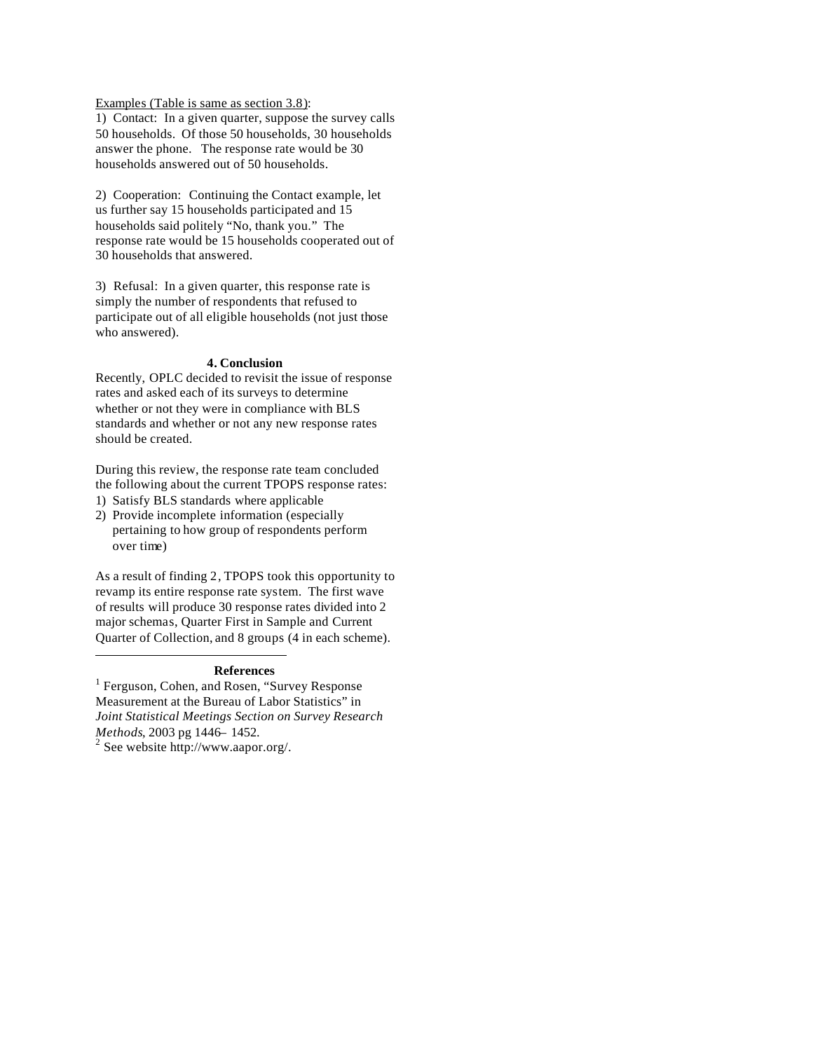Examples (Table is same as section 3.8):

1) Contact: In a given quarter, suppose the survey calls 50 households. Of those 50 households, 30 households answer the phone. The response rate would be 30 households answered out of 50 households.

2) Cooperation: Continuing the Contact example, let us further say 15 households participated and 15 households said politely "No, thank you." The response rate would be 15 households cooperated out of 30 households that answered.

3) Refusal: In a given quarter, this response rate is simply the number of respondents that refused to participate out of all eligible households (not just those who answered).

## 4. Conclusion

Recently, OPLC decided to revisit the issue of response rates and asked each of its surveys to determine whether or not they were in compliance with BLS standards and whether or not any new response rates should be created.

During this review, the response rate team concluded the following about the current TPOPS response rates:

1) Satisfy BLS standards where applicable
2) Provide incomplete information (especially pertaining to how group of respondents perform over time)

As a result of finding 2, TPOPS took this opportunity to revamp its entire response rate system. The first wave of results will produce 30 response rates divided into 2 major schemas, Quarter First in Sample and Current Quarter of Collection, and 8 groups (4 in each scheme).

---

**References**

[1] Ferguson, Cohen, and Rosen, "Survey Response Measurement at the Bureau of Labor Statistics" in *Joint Statistical Meetings Section on Survey Research Methods*, 2003 pg 1446– 1452.

[2] See website http://www.aapor.org/.